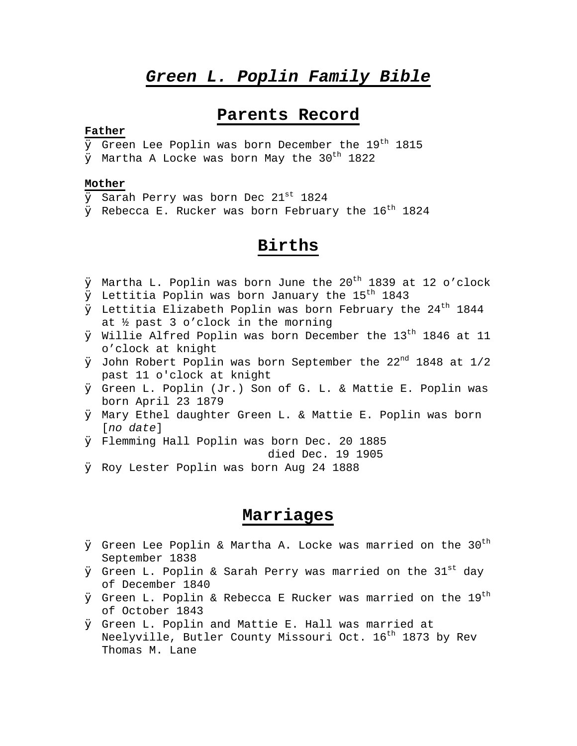# *Green L. Poplin Family Bible*

## Parents Record

**Father**

- Green Lee Poplin was born December the 19th 1815
- Martha A Locke was born May the 30th 1822

**Mother**

- Sarah Perry was born Dec 21st 1824
- Rebecca E. Rucker was born February the 16th 1824

## Births

- Martha L. Poplin was born June the 20th 1839 at 12 o'clock
- Lettitia Poplin was born January the 15th 1843
- Lettitia Elizabeth Poplin was born February the 24th 1844 at ½ past 3 o'clock in the morning
- Willie Alfred Poplin was born December the 13th 1846 at 11 o'clock at knight
- John Robert Poplin was born September the 22nd 1848 at 1/2 past 11 o'clock at knight
- Green L. Poplin (Jr.) Son of G. L. & Mattie E. Poplin was born April 23 1879
- Mary Ethel daughter Green L. & Mattie E. Poplin was born [*no date*]
- Flemming Hall Poplin was born Dec. 20 1885
  died Dec. 19 1905
- Roy Lester Poplin was born Aug 24 1888

## Marriages

- Green Lee Poplin & Martha A. Locke was married on the 30th September 1838
- Green L. Poplin & Sarah Perry was married on the 31st day of December 1840
- Green L. Poplin & Rebecca E Rucker was married on the 19th of October 1843
- Green L. Poplin and Mattie E. Hall was married at Neelyville, Butler County Missouri Oct. 16th 1873 by Rev Thomas M. Lane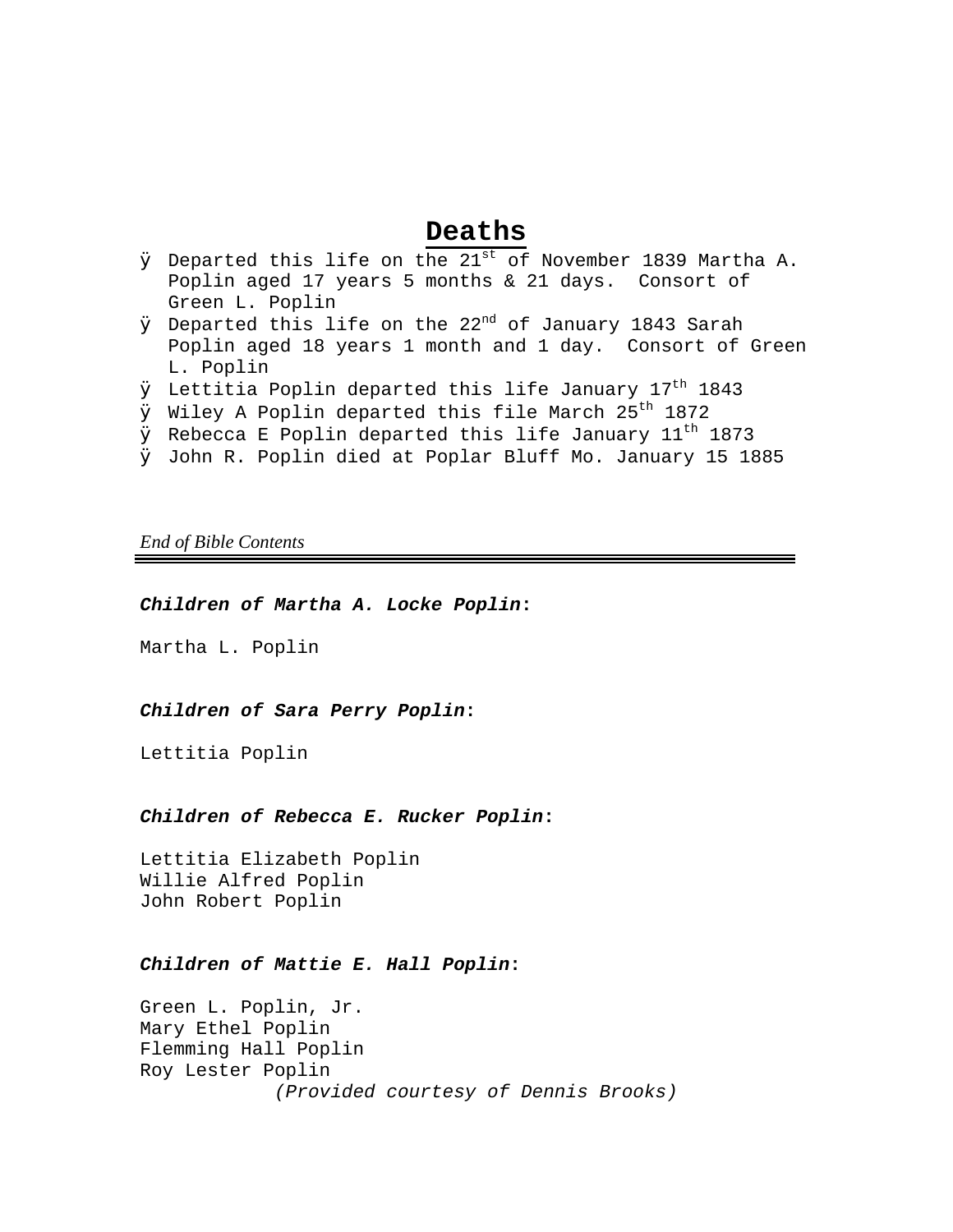# Deaths

- Departed this life on the 21st of November 1839 Martha A. Poplin aged 17 years 5 months & 21 days. Consort of Green L. Poplin
- Departed this life on the 22nd of January 1843 Sarah Poplin aged 18 years 1 month and 1 day. Consort of Green L. Poplin
- Lettitia Poplin departed this life January 17th 1843
- Wiley A Poplin departed this file March 25th 1872
- Rebecca E Poplin departed this life January 11th 1873
- John R. Poplin died at Poplar Bluff Mo. January 15 1885

*End of Bible Contents*

---

***Children of Martha A. Locke Poplin*:**

Martha L. Poplin

***Children of Sara Perry Poplin*:**

Lettitia Poplin

***Children of Rebecca E. Rucker Poplin*:**

Lettitia Elizabeth Poplin
Willie Alfred Poplin
John Robert Poplin

***Children of Mattie E. Hall Poplin*:**

Green L. Poplin, Jr.
Mary Ethel Poplin
Flemming Hall Poplin
Roy Lester Poplin

*(Provided courtesy of Dennis Brooks)*